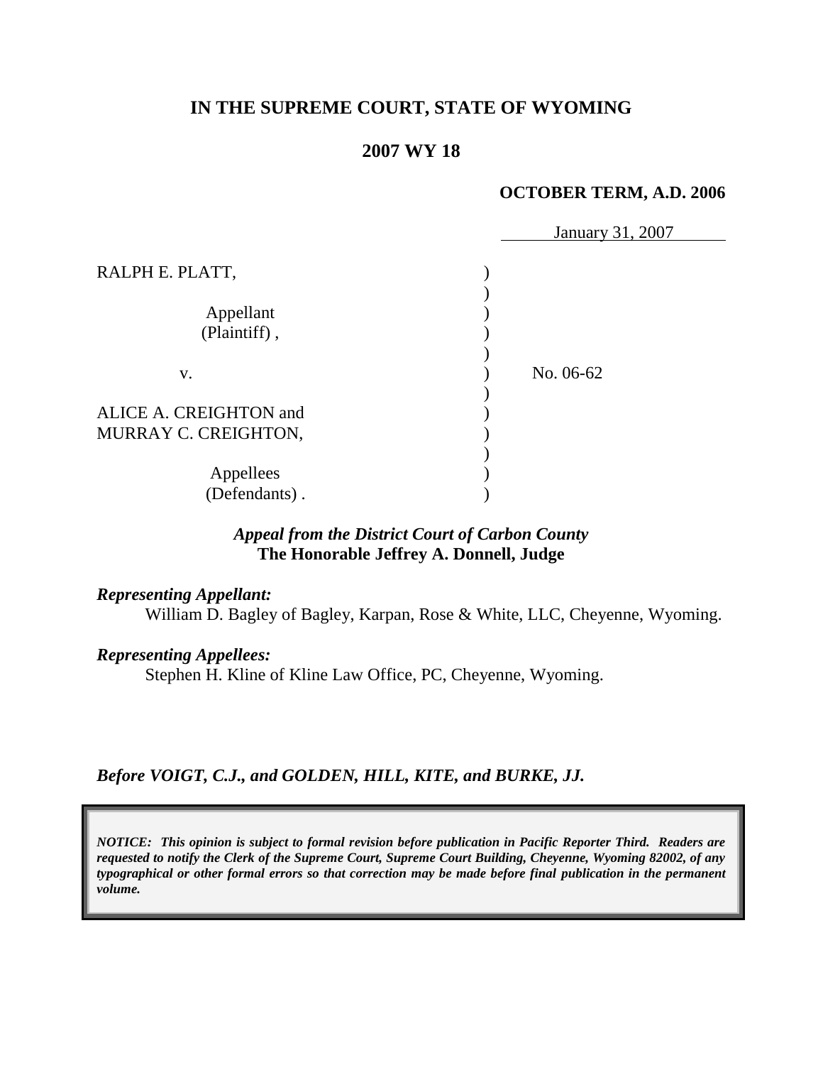# IN THE SUPREME COURT, STATE OF WYOMING

## 2007 WY 18

**OCTOBER TERM, A.D. 2006**

January 31, 2007

| | | |
|---|---|---|
| RALPH E. PLATT,<br><br>Appellant<br>(Plaintiff), | ) | |
| v. | ) | No. 06-62 |
| ALICE A. CREIGHTON and<br>MURRAY C. CREIGHTON,<br><br>Appellees<br>(Defendants). | ) | |

***Appeal from the District Court of Carbon County***
**The Honorable Jeffrey A. Donnell, Judge**

***Representing Appellant:***
William D. Bagley of Bagley, Karpan, Rose & White, LLC, Cheyenne, Wyoming.

***Representing Appellees:***
Stephen H. Kline of Kline Law Office, PC, Cheyenne, Wyoming.

***Before VOIGT, C.J., and GOLDEN, HILL, KITE, and BURKE, JJ.***

***NOTICE: This opinion is subject to formal revision before publication in Pacific Reporter Third. Readers are requested to notify the Clerk of the Supreme Court, Supreme Court Building, Cheyenne, Wyoming 82002, of any typographical or other formal errors so that correction may be made before final publication in the permanent volume.***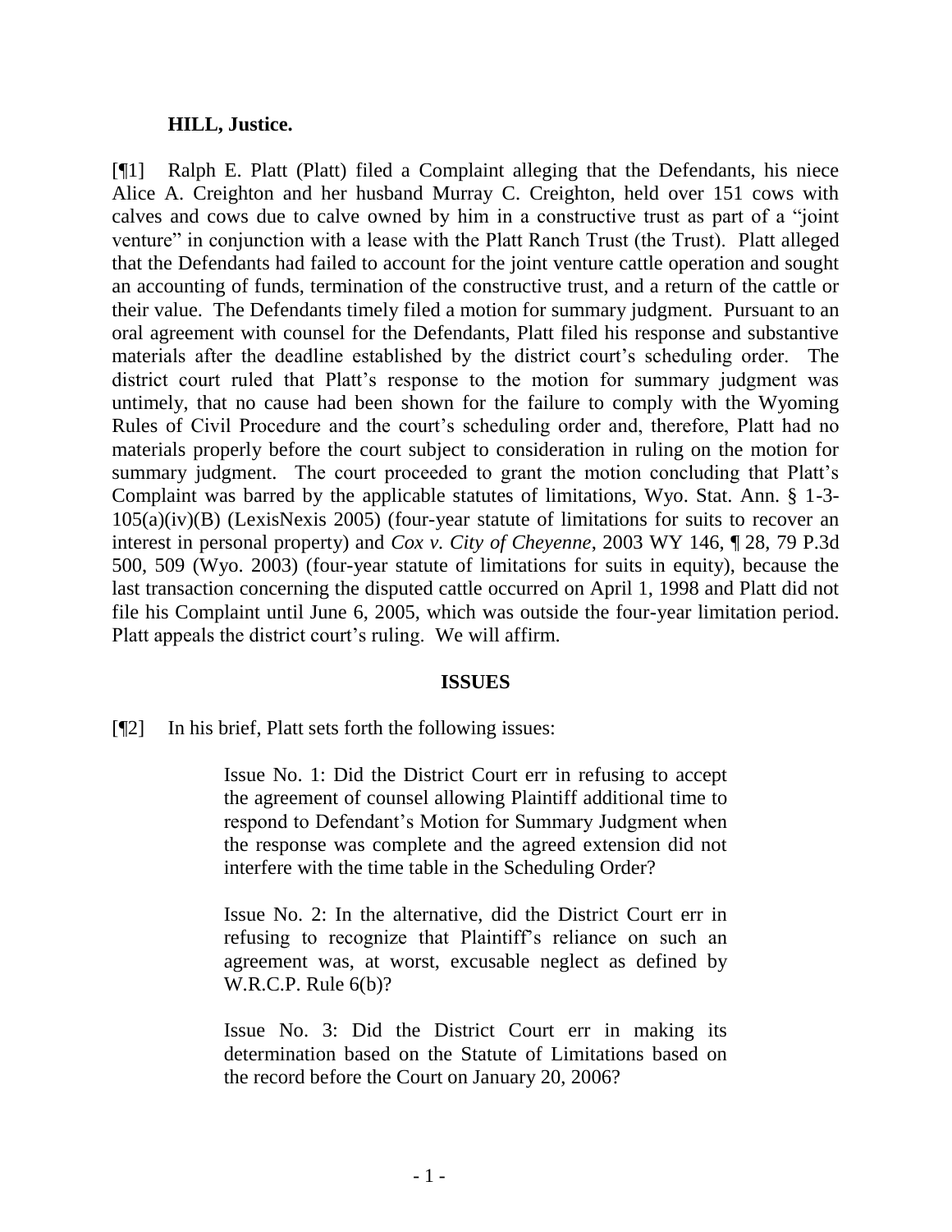**HILL, Justice.**

[¶1] Ralph E. Platt (Platt) filed a Complaint alleging that the Defendants, his niece Alice A. Creighton and her husband Murray C. Creighton, held over 151 cows with calves and cows due to calve owned by him in a constructive trust as part of a "joint venture" in conjunction with a lease with the Platt Ranch Trust (the Trust). Platt alleged that the Defendants had failed to account for the joint venture cattle operation and sought an accounting of funds, termination of the constructive trust, and a return of the cattle or their value. The Defendants timely filed a motion for summary judgment. Pursuant to an oral agreement with counsel for the Defendants, Platt filed his response and substantive materials after the deadline established by the district court's scheduling order. The district court ruled that Platt's response to the motion for summary judgment was untimely, that no cause had been shown for the failure to comply with the Wyoming Rules of Civil Procedure and the court's scheduling order and, therefore, Platt had no materials properly before the court subject to consideration in ruling on the motion for summary judgment. The court proceeded to grant the motion concluding that Platt's Complaint was barred by the applicable statutes of limitations, Wyo. Stat. Ann. § 1-3-105(a)(iv)(B) (LexisNexis 2005) (four-year statute of limitations for suits to recover an interest in personal property) and *Cox v. City of Cheyenne*, 2003 WY 146, ¶ 28, 79 P.3d 500, 509 (Wyo. 2003) (four-year statute of limitations for suits in equity), because the last transaction concerning the disputed cattle occurred on April 1, 1998 and Platt did not file his Complaint until June 6, 2005, which was outside the four-year limitation period. Platt appeals the district court's ruling. We will affirm.

## ISSUES

[¶2] In his brief, Platt sets forth the following issues:

> Issue No. 1: Did the District Court err in refusing to accept the agreement of counsel allowing Plaintiff additional time to respond to Defendant's Motion for Summary Judgment when the response was complete and the agreed extension did not interfere with the time table in the Scheduling Order?
>
> Issue No. 2: In the alternative, did the District Court err in refusing to recognize that Plaintiff's reliance on such an agreement was, at worst, excusable neglect as defined by W.R.C.P. Rule 6(b)?
>
> Issue No. 3: Did the District Court err in making its determination based on the Statute of Limitations based on the record before the Court on January 20, 2006?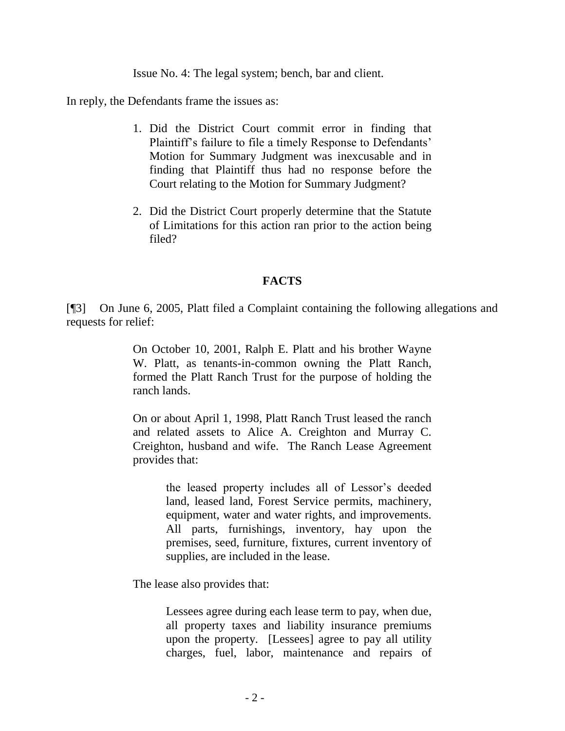Issue No. 4: The legal system; bench, bar and client.

In reply, the Defendants frame the issues as:

> 1. Did the District Court commit error in finding that Plaintiff's failure to file a timely Response to Defendants' Motion for Summary Judgment was inexcusable and in finding that Plaintiff thus had no response before the Court relating to the Motion for Summary Judgment?
>
> 2. Did the District Court properly determine that the Statute of Limitations for this action ran prior to the action being filed?

## FACTS

[¶3] On June 6, 2005, Platt filed a Complaint containing the following allegations and requests for relief:

> On October 10, 2001, Ralph E. Platt and his brother Wayne W. Platt, as tenants-in-common owning the Platt Ranch, formed the Platt Ranch Trust for the purpose of holding the ranch lands.
>
> On or about April 1, 1998, Platt Ranch Trust leased the ranch and related assets to Alice A. Creighton and Murray C. Creighton, husband and wife. The Ranch Lease Agreement provides that:
>
>> the leased property includes all of Lessor's deeded land, leased land, Forest Service permits, machinery, equipment, water and water rights, and improvements. All parts, furnishings, inventory, hay upon the premises, seed, furniture, fixtures, current inventory of supplies, are included in the lease.
>
> The lease also provides that:
>
>> Lessees agree during each lease term to pay, when due, all property taxes and liability insurance premiums upon the property. [Lessees] agree to pay all utility charges, fuel, labor, maintenance and repairs of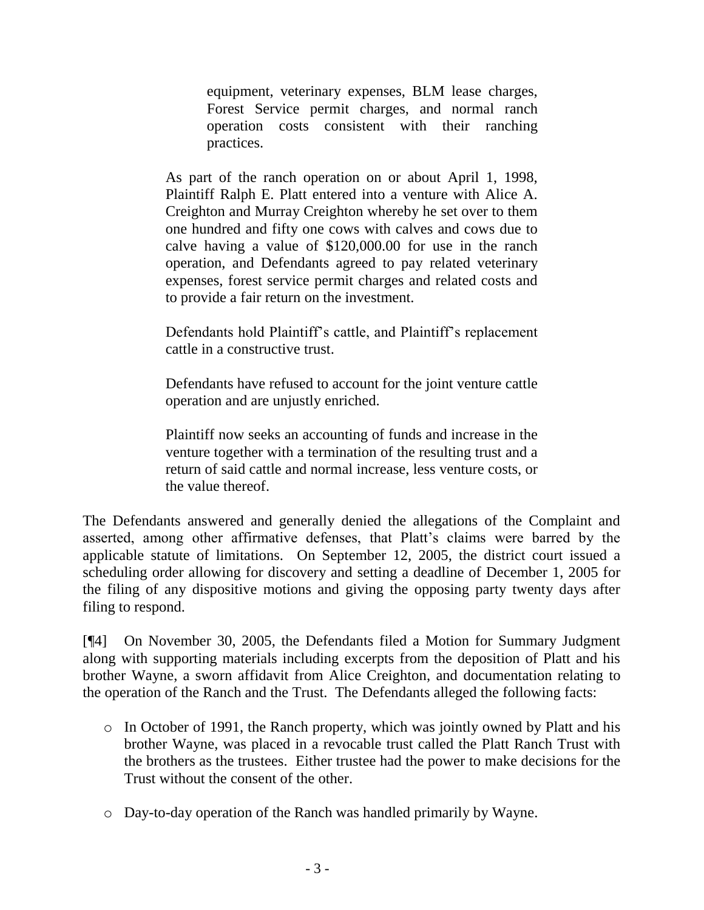> equipment, veterinary expenses, BLM lease charges, Forest Service permit charges, and normal ranch operation costs consistent with their ranching practices.
>
> As part of the ranch operation on or about April 1, 1998, Plaintiff Ralph E. Platt entered into a venture with Alice A. Creighton and Murray Creighton whereby he set over to them one hundred and fifty one cows with calves and cows due to calve having a value of $120,000.00 for use in the ranch operation, and Defendants agreed to pay related veterinary expenses, forest service permit charges and related costs and to provide a fair return on the investment.
>
> Defendants hold Plaintiff's cattle, and Plaintiff's replacement cattle in a constructive trust.
>
> Defendants have refused to account for the joint venture cattle operation and are unjustly enriched.
>
> Plaintiff now seeks an accounting of funds and increase in the venture together with a termination of the resulting trust and a return of said cattle and normal increase, less venture costs, or the value thereof.

The Defendants answered and generally denied the allegations of the Complaint and asserted, among other affirmative defenses, that Platt's claims were barred by the applicable statute of limitations. On September 12, 2005, the district court issued a scheduling order allowing for discovery and setting a deadline of December 1, 2005 for the filing of any dispositive motions and giving the opposing party twenty days after filing to respond.

[¶4] On November 30, 2005, the Defendants filed a Motion for Summary Judgment along with supporting materials including excerpts from the deposition of Platt and his brother Wayne, a sworn affidavit from Alice Creighton, and documentation relating to the operation of the Ranch and the Trust. The Defendants alleged the following facts:

- In October of 1991, the Ranch property, which was jointly owned by Platt and his brother Wayne, was placed in a revocable trust called the Platt Ranch Trust with the brothers as the trustees. Either trustee had the power to make decisions for the Trust without the consent of the other.
- Day-to-day operation of the Ranch was handled primarily by Wayne.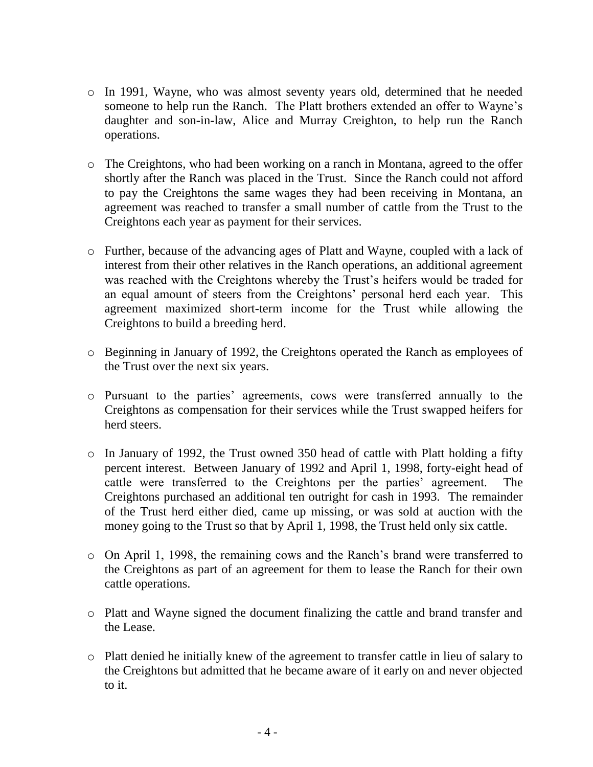- In 1991, Wayne, who was almost seventy years old, determined that he needed someone to help run the Ranch. The Platt brothers extended an offer to Wayne's daughter and son-in-law, Alice and Murray Creighton, to help run the Ranch operations.

- The Creightons, who had been working on a ranch in Montana, agreed to the offer shortly after the Ranch was placed in the Trust. Since the Ranch could not afford to pay the Creightons the same wages they had been receiving in Montana, an agreement was reached to transfer a small number of cattle from the Trust to the Creightons each year as payment for their services.

- Further, because of the advancing ages of Platt and Wayne, coupled with a lack of interest from their other relatives in the Ranch operations, an additional agreement was reached with the Creightons whereby the Trust's heifers would be traded for an equal amount of steers from the Creightons' personal herd each year. This agreement maximized short-term income for the Trust while allowing the Creightons to build a breeding herd.

- Beginning in January of 1992, the Creightons operated the Ranch as employees of the Trust over the next six years.

- Pursuant to the parties' agreements, cows were transferred annually to the Creightons as compensation for their services while the Trust swapped heifers for herd steers.

- In January of 1992, the Trust owned 350 head of cattle with Platt holding a fifty percent interest. Between January of 1992 and April 1, 1998, forty-eight head of cattle were transferred to the Creightons per the parties' agreement. The Creightons purchased an additional ten outright for cash in 1993. The remainder of the Trust herd either died, came up missing, or was sold at auction with the money going to the Trust so that by April 1, 1998, the Trust held only six cattle.

- On April 1, 1998, the remaining cows and the Ranch's brand were transferred to the Creightons as part of an agreement for them to lease the Ranch for their own cattle operations.

- Platt and Wayne signed the document finalizing the cattle and brand transfer and the Lease.

- Platt denied he initially knew of the agreement to transfer cattle in lieu of salary to the Creightons but admitted that he became aware of it early on and never objected to it.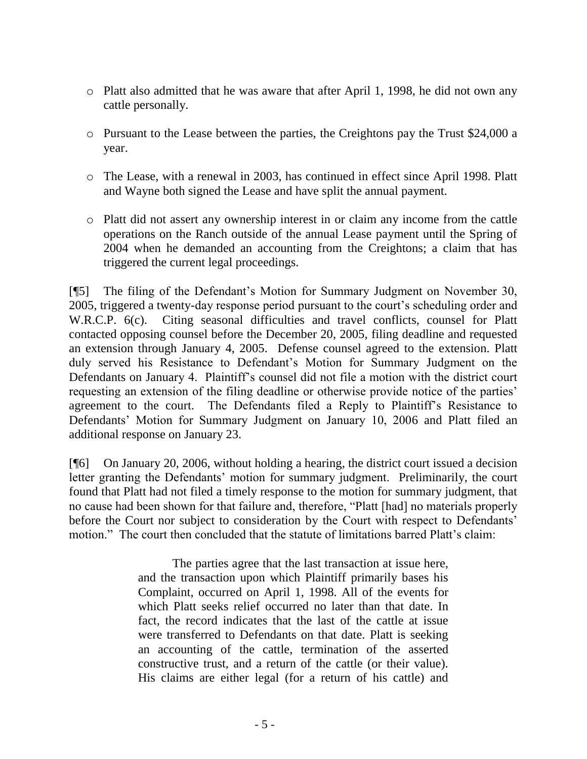- Platt also admitted that he was aware that after April 1, 1998, he did not own any cattle personally.

- Pursuant to the Lease between the parties, the Creightons pay the Trust $24,000 a year.

- The Lease, with a renewal in 2003, has continued in effect since April 1998. Platt and Wayne both signed the Lease and have split the annual payment.

- Platt did not assert any ownership interest in or claim any income from the cattle operations on the Ranch outside of the annual Lease payment until the Spring of 2004 when he demanded an accounting from the Creightons; a claim that has triggered the current legal proceedings.

[¶5] The filing of the Defendant's Motion for Summary Judgment on November 30, 2005, triggered a twenty-day response period pursuant to the court's scheduling order and W.R.C.P. 6(c). Citing seasonal difficulties and travel conflicts, counsel for Platt contacted opposing counsel before the December 20, 2005, filing deadline and requested an extension through January 4, 2005. Defense counsel agreed to the extension. Platt duly served his Resistance to Defendant's Motion for Summary Judgment on the Defendants on January 4. Plaintiff's counsel did not file a motion with the district court requesting an extension of the filing deadline or otherwise provide notice of the parties' agreement to the court. The Defendants filed a Reply to Plaintiff's Resistance to Defendants' Motion for Summary Judgment on January 10, 2006 and Platt filed an additional response on January 23.

[¶6] On January 20, 2006, without holding a hearing, the district court issued a decision letter granting the Defendants' motion for summary judgment. Preliminarily, the court found that Platt had not filed a timely response to the motion for summary judgment, that no cause had been shown for that failure and, therefore, "Platt [had] no materials properly before the Court nor subject to consideration by the Court with respect to Defendants' motion." The court then concluded that the statute of limitations barred Platt's claim:

> The parties agree that the last transaction at issue here, and the transaction upon which Plaintiff primarily bases his Complaint, occurred on April 1, 1998. All of the events for which Platt seeks relief occurred no later than that date. In fact, the record indicates that the last of the cattle at issue were transferred to Defendants on that date. Platt is seeking an accounting of the cattle, termination of the asserted constructive trust, and a return of the cattle (or their value). His claims are either legal (for a return of his cattle) and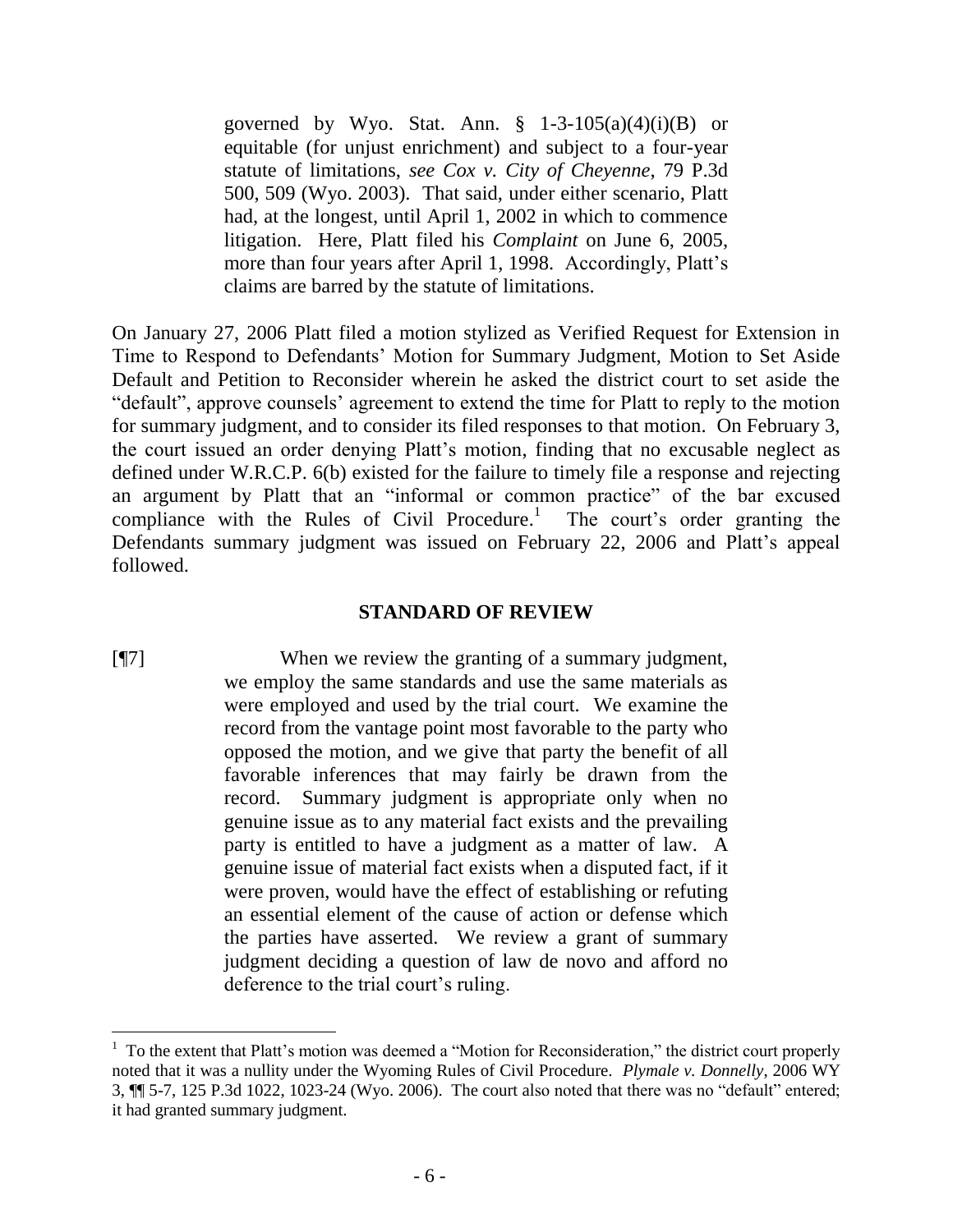> governed by Wyo. Stat. Ann. § 1-3-105(a)(4)(i)(B) or equitable (for unjust enrichment) and subject to a four-year statute of limitations, *see Cox v. City of Cheyenne*, 79 P.3d 500, 509 (Wyo. 2003). That said, under either scenario, Platt had, at the longest, until April 1, 2002 in which to commence litigation. Here, Platt filed his *Complaint* on June 6, 2005, more than four years after April 1, 1998. Accordingly, Platt's claims are barred by the statute of limitations.

On January 27, 2006 Platt filed a motion stylized as Verified Request for Extension in Time to Respond to Defendants' Motion for Summary Judgment, Motion to Set Aside Default and Petition to Reconsider wherein he asked the district court to set aside the "default", approve counsels' agreement to extend the time for Platt to reply to the motion for summary judgment, and to consider its filed responses to that motion. On February 3, the court issued an order denying Platt's motion, finding that no excusable neglect as defined under W.R.C.P. 6(b) existed for the failure to timely file a response and rejecting an argument by Platt that an "informal or common practice" of the bar excused compliance with the Rules of Civil Procedure.[1] The court's order granting the Defendants summary judgment was issued on February 22, 2006 and Platt's appeal followed.

## STANDARD OF REVIEW

[¶7]

> When we review the granting of a summary judgment, we employ the same standards and use the same materials as were employed and used by the trial court. We examine the record from the vantage point most favorable to the party who opposed the motion, and we give that party the benefit of all favorable inferences that may fairly be drawn from the record. Summary judgment is appropriate only when no genuine issue as to any material fact exists and the prevailing party is entitled to have a judgment as a matter of law. A genuine issue of material fact exists when a disputed fact, if it were proven, would have the effect of establishing or refuting an essential element of the cause of action or defense which the parties have asserted. We review a grant of summary judgment deciding a question of law de novo and afford no deference to the trial court's ruling.

---

[1] To the extent that Platt's motion was deemed a "Motion for Reconsideration," the district court properly noted that it was a nullity under the Wyoming Rules of Civil Procedure. *Plymale v. Donnelly*, 2006 WY 3, ¶¶ 5-7, 125 P.3d 1022, 1023-24 (Wyo. 2006). The court also noted that there was no "default" entered; it had granted summary judgment.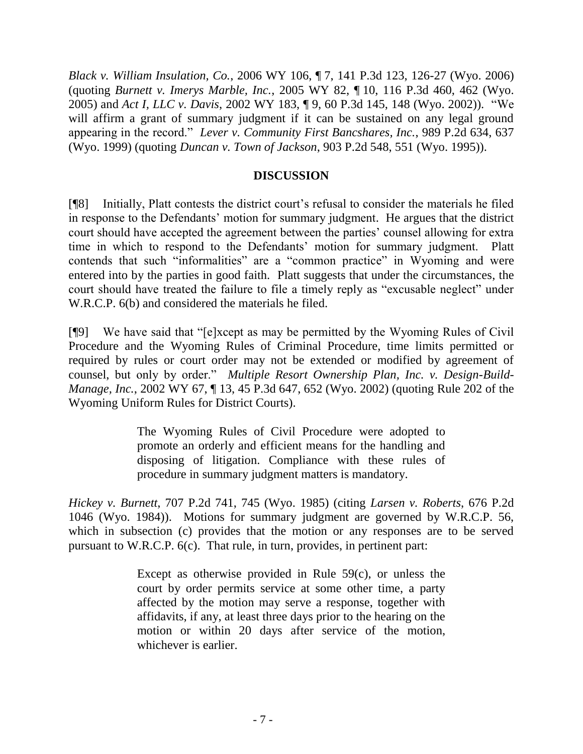*Black v. William Insulation, Co.*, 2006 WY 106, ¶ 7, 141 P.3d 123, 126-27 (Wyo. 2006) (quoting *Burnett v. Imerys Marble, Inc.*, 2005 WY 82, ¶ 10, 116 P.3d 460, 462 (Wyo. 2005) and *Act I, LLC v. Davis*, 2002 WY 183, ¶ 9, 60 P.3d 145, 148 (Wyo. 2002)). "We will affirm a grant of summary judgment if it can be sustained on any legal ground appearing in the record." *Lever v. Community First Bancshares, Inc.*, 989 P.2d 634, 637 (Wyo. 1999) (quoting *Duncan v. Town of Jackson*, 903 P.2d 548, 551 (Wyo. 1995)).

## DISCUSSION

[¶8] Initially, Platt contests the district court's refusal to consider the materials he filed in response to the Defendants' motion for summary judgment. He argues that the district court should have accepted the agreement between the parties' counsel allowing for extra time in which to respond to the Defendants' motion for summary judgment. Platt contends that such "informalities" are a "common practice" in Wyoming and were entered into by the parties in good faith. Platt suggests that under the circumstances, the court should have treated the failure to file a timely reply as "excusable neglect" under W.R.C.P. 6(b) and considered the materials he filed.

[¶9] We have said that "[e]xcept as may be permitted by the Wyoming Rules of Civil Procedure and the Wyoming Rules of Criminal Procedure, time limits permitted or required by rules or court order may not be extended or modified by agreement of counsel, but only by order." *Multiple Resort Ownership Plan, Inc. v. Design-Build-Manage, Inc.*, 2002 WY 67, ¶ 13, 45 P.3d 647, 652 (Wyo. 2002) (quoting Rule 202 of the Wyoming Uniform Rules for District Courts).

> The Wyoming Rules of Civil Procedure were adopted to promote an orderly and efficient means for the handling and disposing of litigation. Compliance with these rules of procedure in summary judgment matters is mandatory.

*Hickey v. Burnett*, 707 P.2d 741, 745 (Wyo. 1985) (citing *Larsen v. Roberts*, 676 P.2d 1046 (Wyo. 1984)). Motions for summary judgment are governed by W.R.C.P. 56, which in subsection (c) provides that the motion or any responses are to be served pursuant to W.R.C.P. 6(c). That rule, in turn, provides, in pertinent part:

> Except as otherwise provided in Rule 59(c), or unless the court by order permits service at some other time, a party affected by the motion may serve a response, together with affidavits, if any, at least three days prior to the hearing on the motion or within 20 days after service of the motion, whichever is earlier.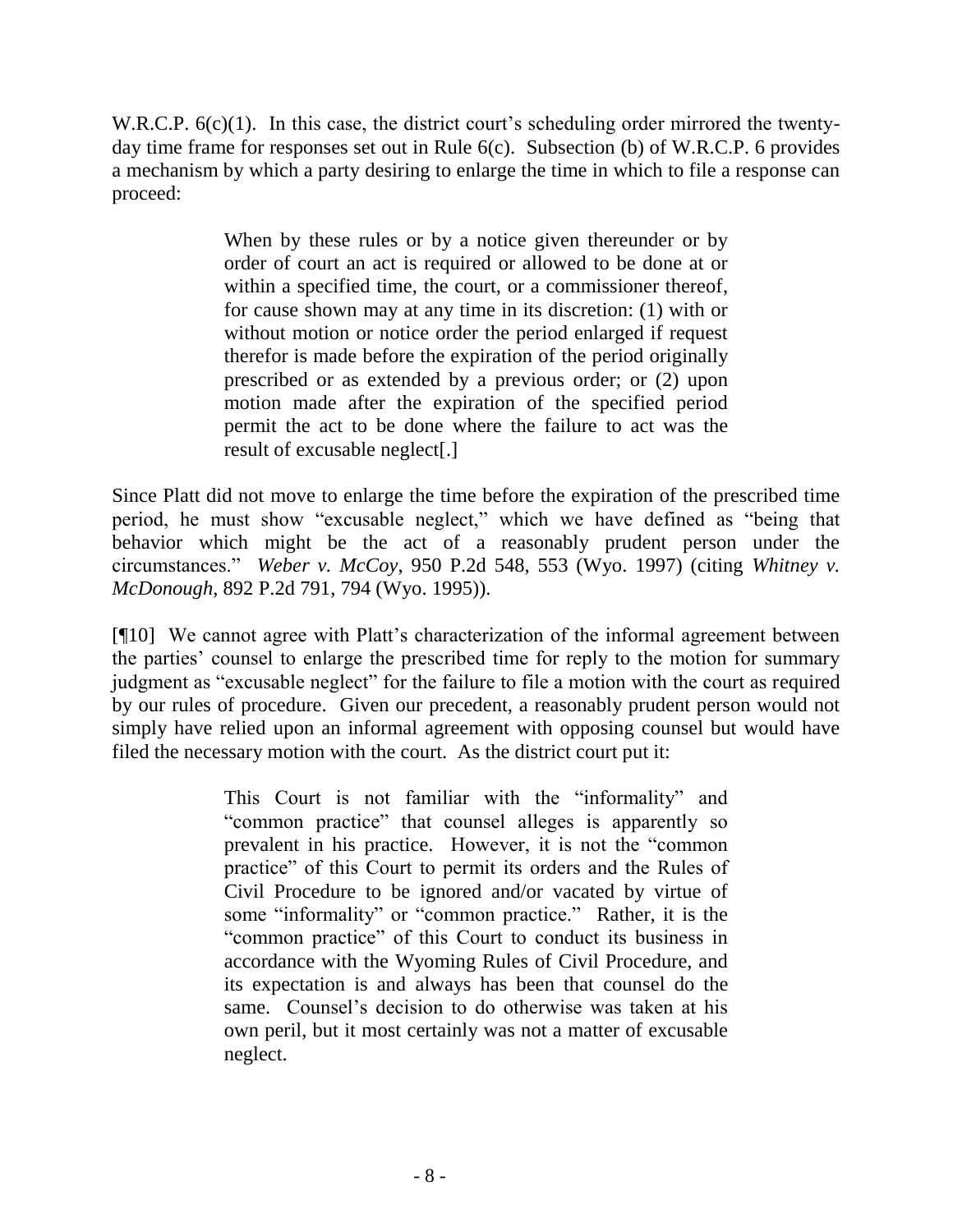W.R.C.P. 6(c)(1). In this case, the district court's scheduling order mirrored the twenty-day time frame for responses set out in Rule 6(c). Subsection (b) of W.R.C.P. 6 provides a mechanism by which a party desiring to enlarge the time in which to file a response can proceed:

> When by these rules or by a notice given thereunder or by order of court an act is required or allowed to be done at or within a specified time, the court, or a commissioner thereof, for cause shown may at any time in its discretion: (1) with or without motion or notice order the period enlarged if request therefor is made before the expiration of the period originally prescribed or as extended by a previous order; or (2) upon motion made after the expiration of the specified period permit the act to be done where the failure to act was the result of excusable neglect[.]

Since Platt did not move to enlarge the time before the expiration of the prescribed time period, he must show "excusable neglect," which we have defined as "being that behavior which might be the act of a reasonably prudent person under the circumstances." *Weber v. McCoy*, 950 P.2d 548, 553 (Wyo. 1997) (citing *Whitney v. McDonough*, 892 P.2d 791, 794 (Wyo. 1995)).

[¶10] We cannot agree with Platt's characterization of the informal agreement between the parties' counsel to enlarge the prescribed time for reply to the motion for summary judgment as "excusable neglect" for the failure to file a motion with the court as required by our rules of procedure. Given our precedent, a reasonably prudent person would not simply have relied upon an informal agreement with opposing counsel but would have filed the necessary motion with the court. As the district court put it:

> This Court is not familiar with the "informality" and "common practice" that counsel alleges is apparently so prevalent in his practice. However, it is not the "common practice" of this Court to permit its orders and the Rules of Civil Procedure to be ignored and/or vacated by virtue of some "informality" or "common practice." Rather, it is the "common practice" of this Court to conduct its business in accordance with the Wyoming Rules of Civil Procedure, and its expectation is and always has been that counsel do the same. Counsel's decision to do otherwise was taken at his own peril, but it most certainly was not a matter of excusable neglect.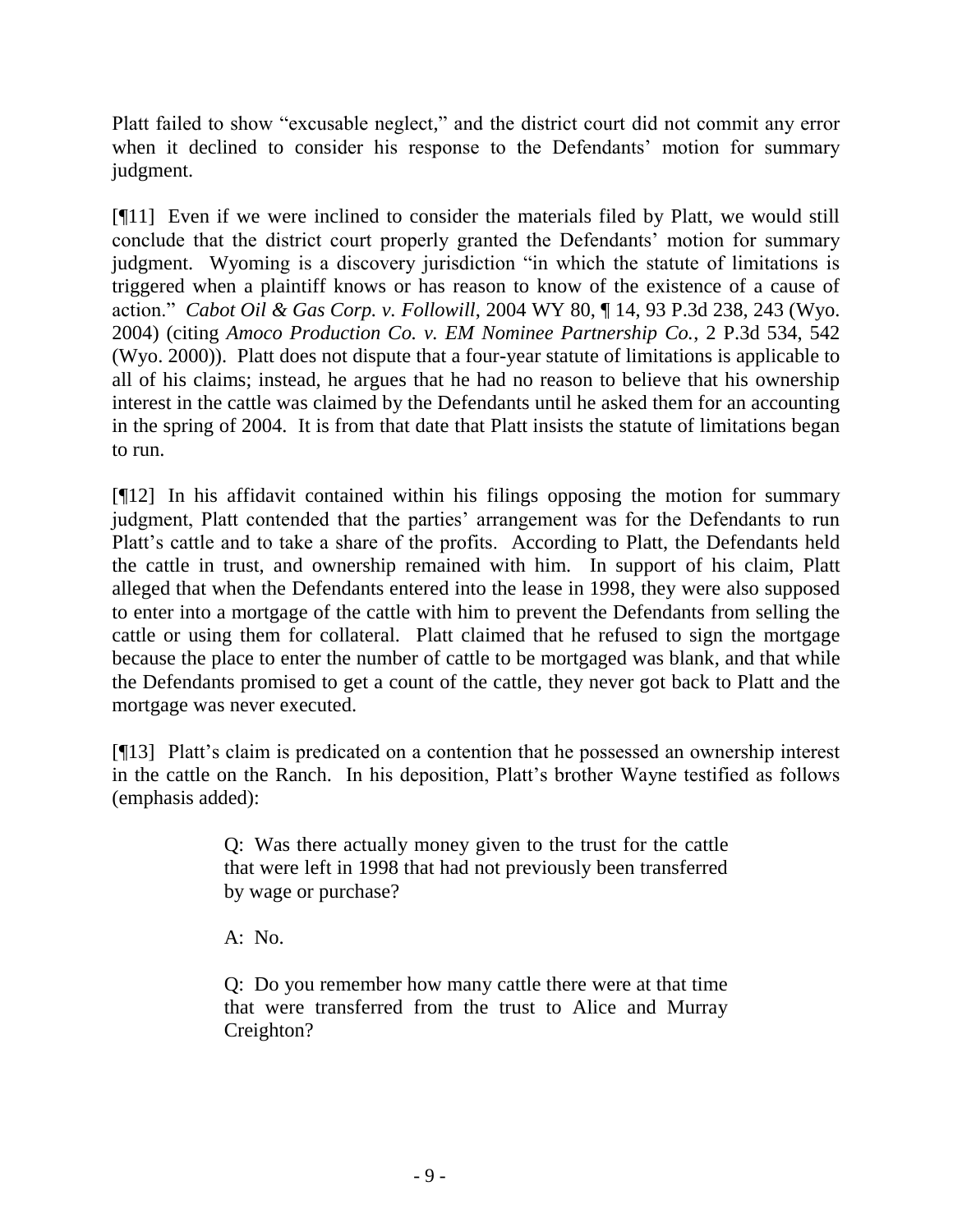Platt failed to show "excusable neglect," and the district court did not commit any error when it declined to consider his response to the Defendants' motion for summary judgment.

[¶11] Even if we were inclined to consider the materials filed by Platt, we would still conclude that the district court properly granted the Defendants' motion for summary judgment. Wyoming is a discovery jurisdiction "in which the statute of limitations is triggered when a plaintiff knows or has reason to know of the existence of a cause of action." *Cabot Oil & Gas Corp. v. Followill*, 2004 WY 80, ¶ 14, 93 P.3d 238, 243 (Wyo. 2004) (citing *Amoco Production Co. v. EM Nominee Partnership Co.*, 2 P.3d 534, 542 (Wyo. 2000)). Platt does not dispute that a four-year statute of limitations is applicable to all of his claims; instead, he argues that he had no reason to believe that his ownership interest in the cattle was claimed by the Defendants until he asked them for an accounting in the spring of 2004. It is from that date that Platt insists the statute of limitations began to run.

[¶12] In his affidavit contained within his filings opposing the motion for summary judgment, Platt contended that the parties' arrangement was for the Defendants to run Platt's cattle and to take a share of the profits. According to Platt, the Defendants held the cattle in trust, and ownership remained with him. In support of his claim, Platt alleged that when the Defendants entered into the lease in 1998, they were also supposed to enter into a mortgage of the cattle with him to prevent the Defendants from selling the cattle or using them for collateral. Platt claimed that he refused to sign the mortgage because the place to enter the number of cattle to be mortgaged was blank, and that while the Defendants promised to get a count of the cattle, they never got back to Platt and the mortgage was never executed.

[¶13] Platt's claim is predicated on a contention that he possessed an ownership interest in the cattle on the Ranch. In his deposition, Platt's brother Wayne testified as follows (emphasis added):

> Q: Was there actually money given to the trust for the cattle that were left in 1998 that had not previously been transferred by wage or purchase?
>
> A: No.
>
> Q: Do you remember how many cattle there were at that time that were transferred from the trust to Alice and Murray Creighton?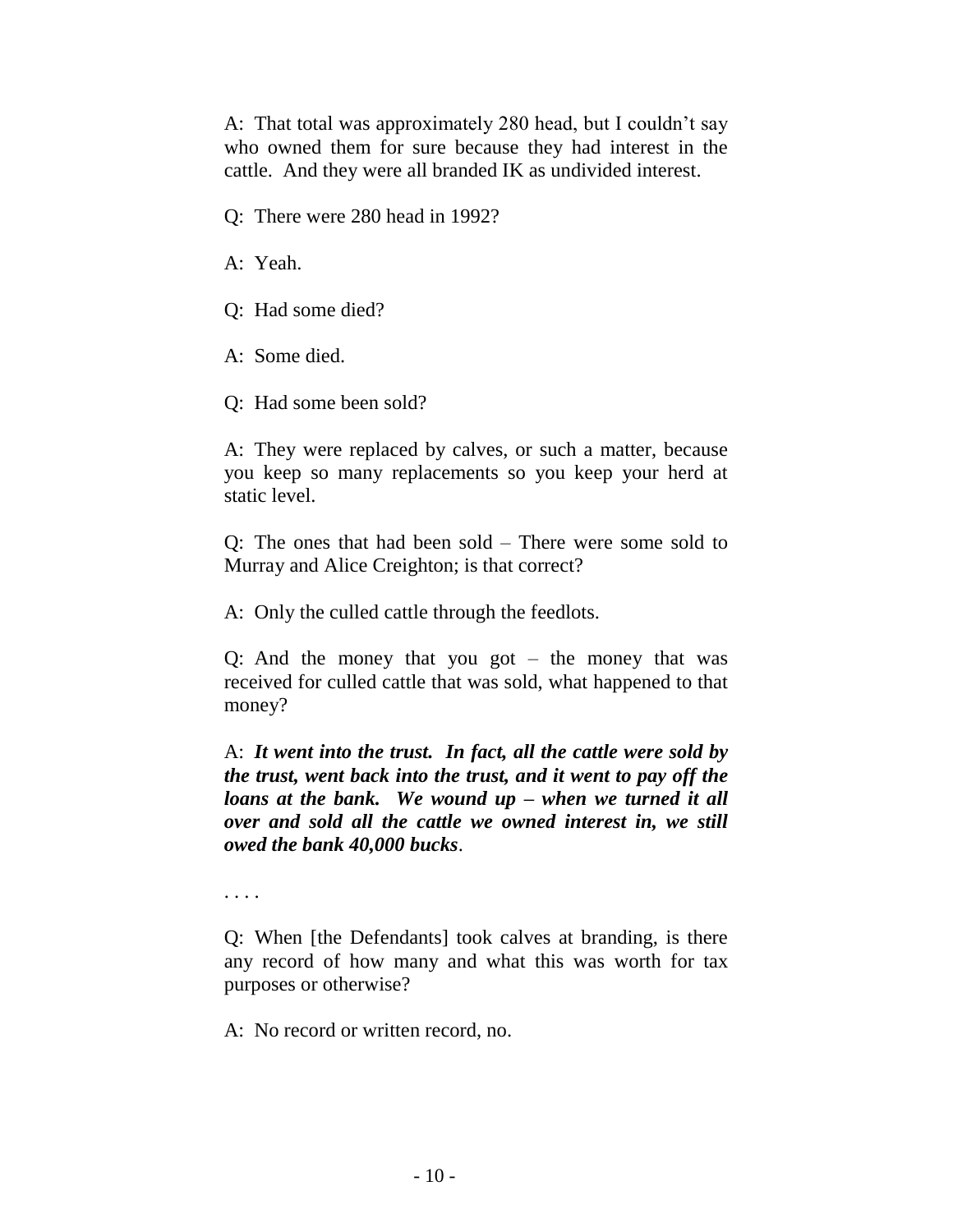A: That total was approximately 280 head, but I couldn't say who owned them for sure because they had interest in the cattle. And they were all branded IK as undivided interest.

Q: There were 280 head in 1992?

A: Yeah.

Q: Had some died?

A: Some died.

Q: Had some been sold?

A: They were replaced by calves, or such a matter, because you keep so many replacements so you keep your herd at static level.

Q: The ones that had been sold – There were some sold to Murray and Alice Creighton; is that correct?

A: Only the culled cattle through the feedlots.

Q: And the money that you got – the money that was received for culled cattle that was sold, what happened to that money?

A: ***It went into the trust. In fact, all the cattle were sold by the trust, went back into the trust, and it went to pay off the loans at the bank. We wound up – when we turned it all over and sold all the cattle we owned interest in, we still owed the bank 40,000 bucks***.

. . . .

Q: When [the Defendants] took calves at branding, is there any record of how many and what this was worth for tax purposes or otherwise?

A: No record or written record, no.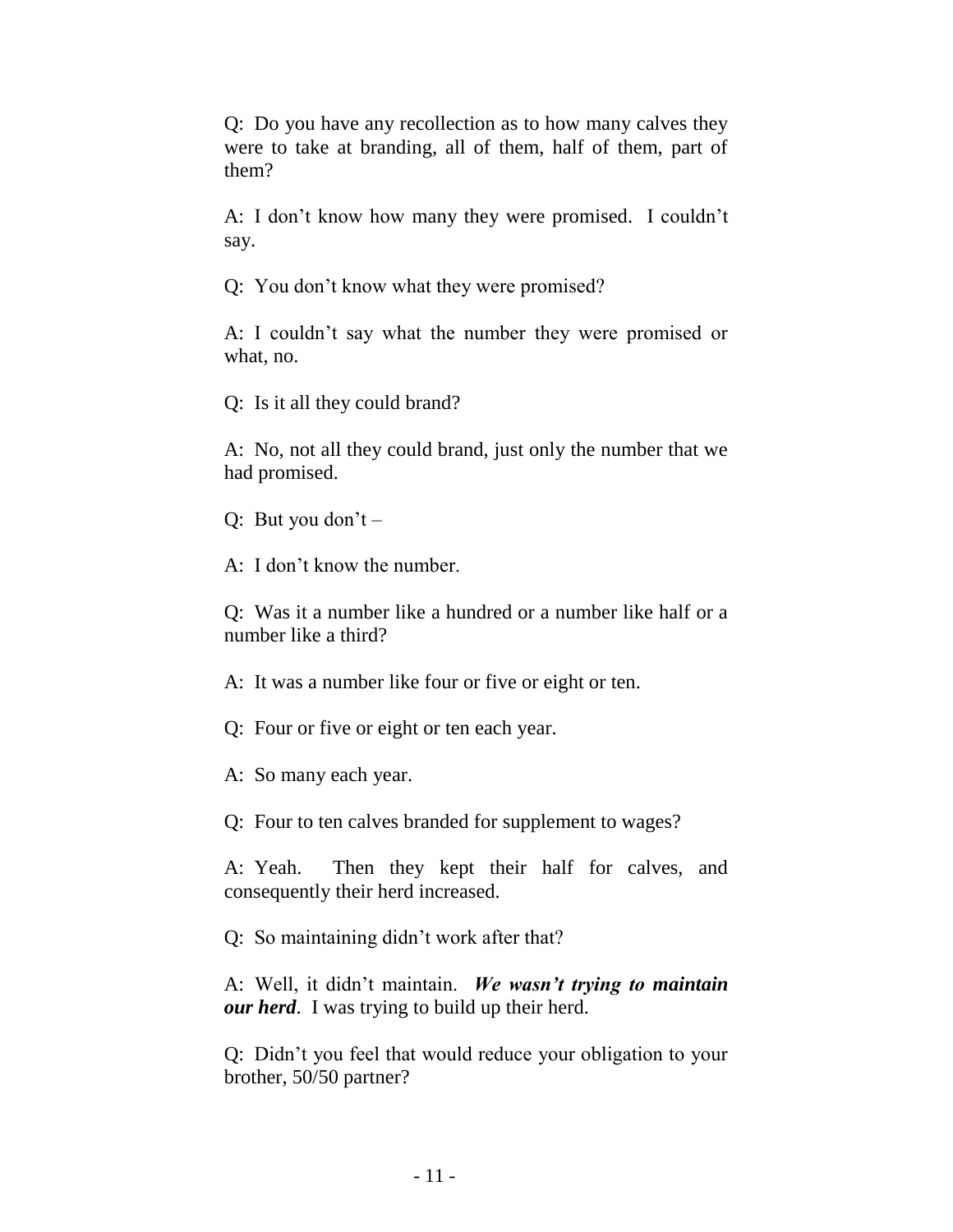Q: Do you have any recollection as to how many calves they were to take at branding, all of them, half of them, part of them?

A: I don't know how many they were promised. I couldn't say.

Q: You don't know what they were promised?

A: I couldn't say what the number they were promised or what, no.

Q: Is it all they could brand?

A: No, not all they could brand, just only the number that we had promised.

Q: But you don't –

A: I don't know the number.

Q: Was it a number like a hundred or a number like half or a number like a third?

A: It was a number like four or five or eight or ten.

Q: Four or five or eight or ten each year.

A: So many each year.

Q: Four to ten calves branded for supplement to wages?

A: Yeah. Then they kept their half for calves, and consequently their herd increased.

Q: So maintaining didn't work after that?

A: Well, it didn't maintain. ***We wasn't trying to maintain our herd***. I was trying to build up their herd.

Q: Didn't you feel that would reduce your obligation to your brother, 50/50 partner?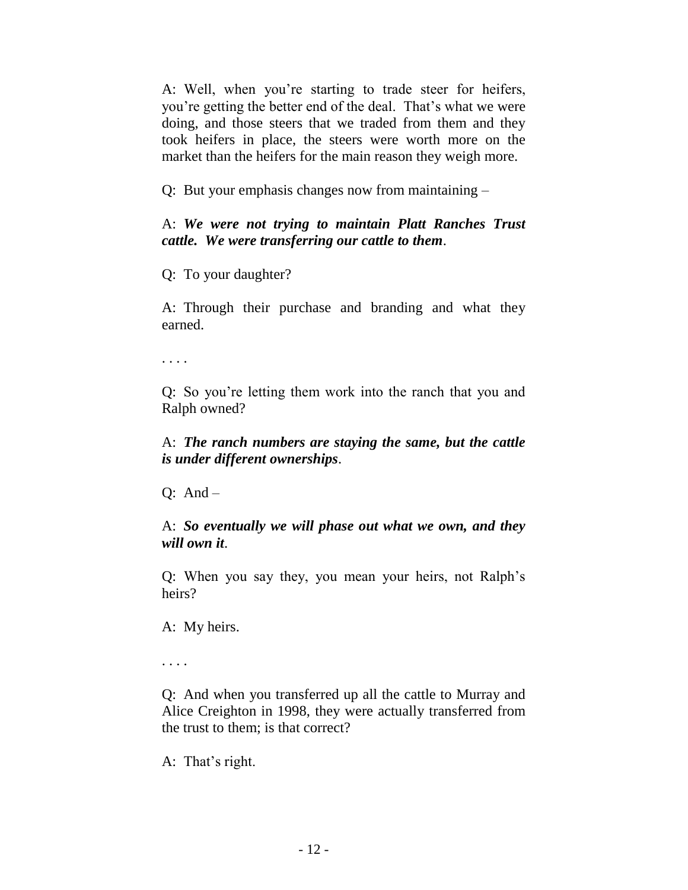A: Well, when you're starting to trade steer for heifers, you're getting the better end of the deal. That's what we were doing, and those steers that we traded from them and they took heifers in place, the steers were worth more on the market than the heifers for the main reason they weigh more.

Q: But your emphasis changes now from maintaining –

A: ***We were not trying to maintain Platt Ranches Trust cattle. We were transferring our cattle to them***.

Q: To your daughter?

A: Through their purchase and branding and what they earned.

. . . .

Q: So you're letting them work into the ranch that you and Ralph owned?

A: ***The ranch numbers are staying the same, but the cattle is under different ownerships***.

Q: And –

A: ***So eventually we will phase out what we own, and they will own it***.

Q: When you say they, you mean your heirs, not Ralph's heirs?

A: My heirs.

. . . .

Q: And when you transferred up all the cattle to Murray and Alice Creighton in 1998, they were actually transferred from the trust to them; is that correct?

A: That's right.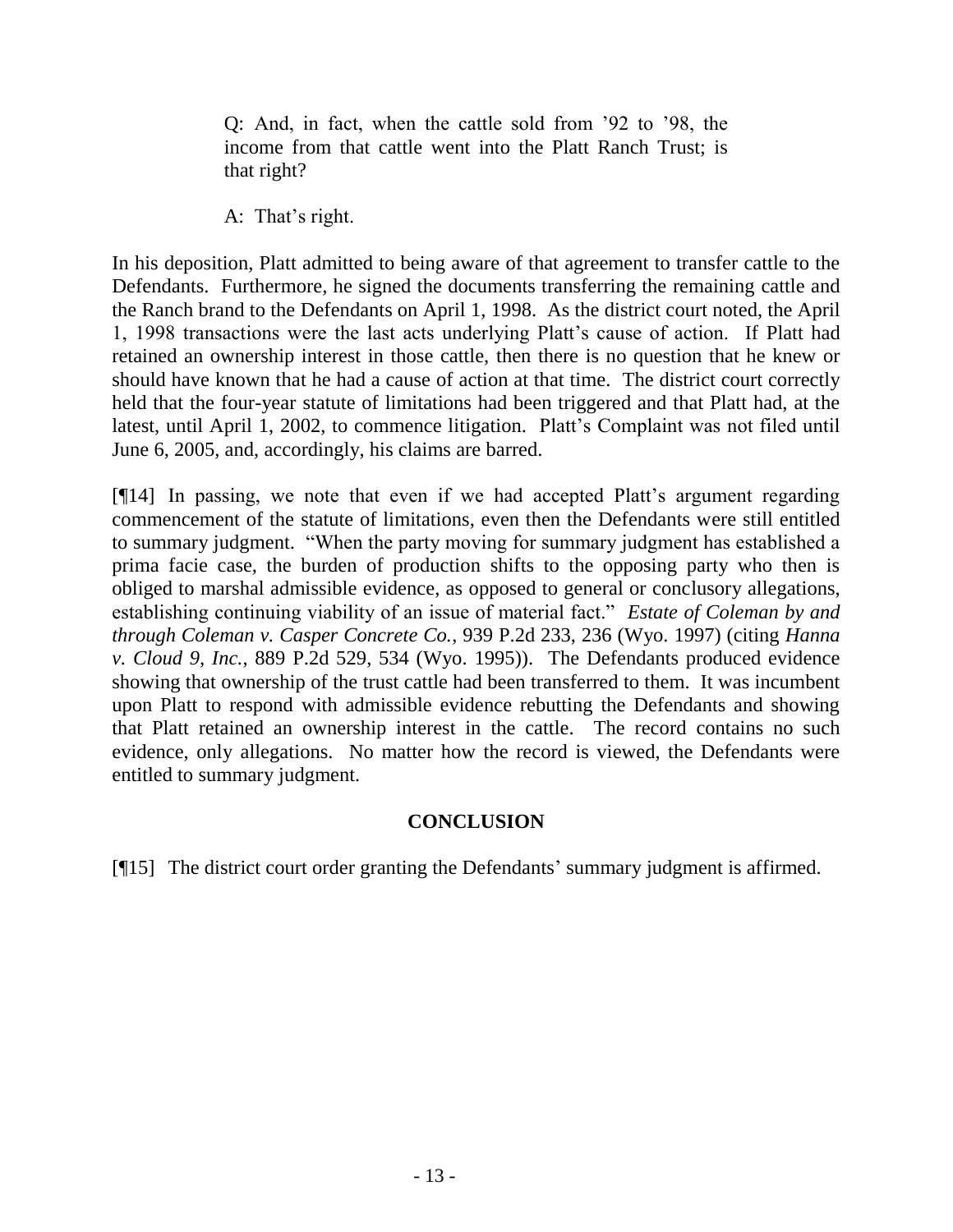> Q: And, in fact, when the cattle sold from '92 to '98, the income from that cattle went into the Platt Ranch Trust; is that right?
>
> A: That's right.

In his deposition, Platt admitted to being aware of that agreement to transfer cattle to the Defendants. Furthermore, he signed the documents transferring the remaining cattle and the Ranch brand to the Defendants on April 1, 1998. As the district court noted, the April 1, 1998 transactions were the last acts underlying Platt's cause of action. If Platt had retained an ownership interest in those cattle, then there is no question that he knew or should have known that he had a cause of action at that time. The district court correctly held that the four-year statute of limitations had been triggered and that Platt had, at the latest, until April 1, 2002, to commence litigation. Platt's Complaint was not filed until June 6, 2005, and, accordingly, his claims are barred.

[¶14] In passing, we note that even if we had accepted Platt's argument regarding commencement of the statute of limitations, even then the Defendants were still entitled to summary judgment. "When the party moving for summary judgment has established a prima facie case, the burden of production shifts to the opposing party who then is obliged to marshal admissible evidence, as opposed to general or conclusory allegations, establishing continuing viability of an issue of material fact." *Estate of Coleman by and through Coleman v. Casper Concrete Co.*, 939 P.2d 233, 236 (Wyo. 1997) (citing *Hanna v. Cloud 9, Inc.*, 889 P.2d 529, 534 (Wyo. 1995)). The Defendants produced evidence showing that ownership of the trust cattle had been transferred to them. It was incumbent upon Platt to respond with admissible evidence rebutting the Defendants and showing that Platt retained an ownership interest in the cattle. The record contains no such evidence, only allegations. No matter how the record is viewed, the Defendants were entitled to summary judgment.

## CONCLUSION

[¶15] The district court order granting the Defendants' summary judgment is affirmed.